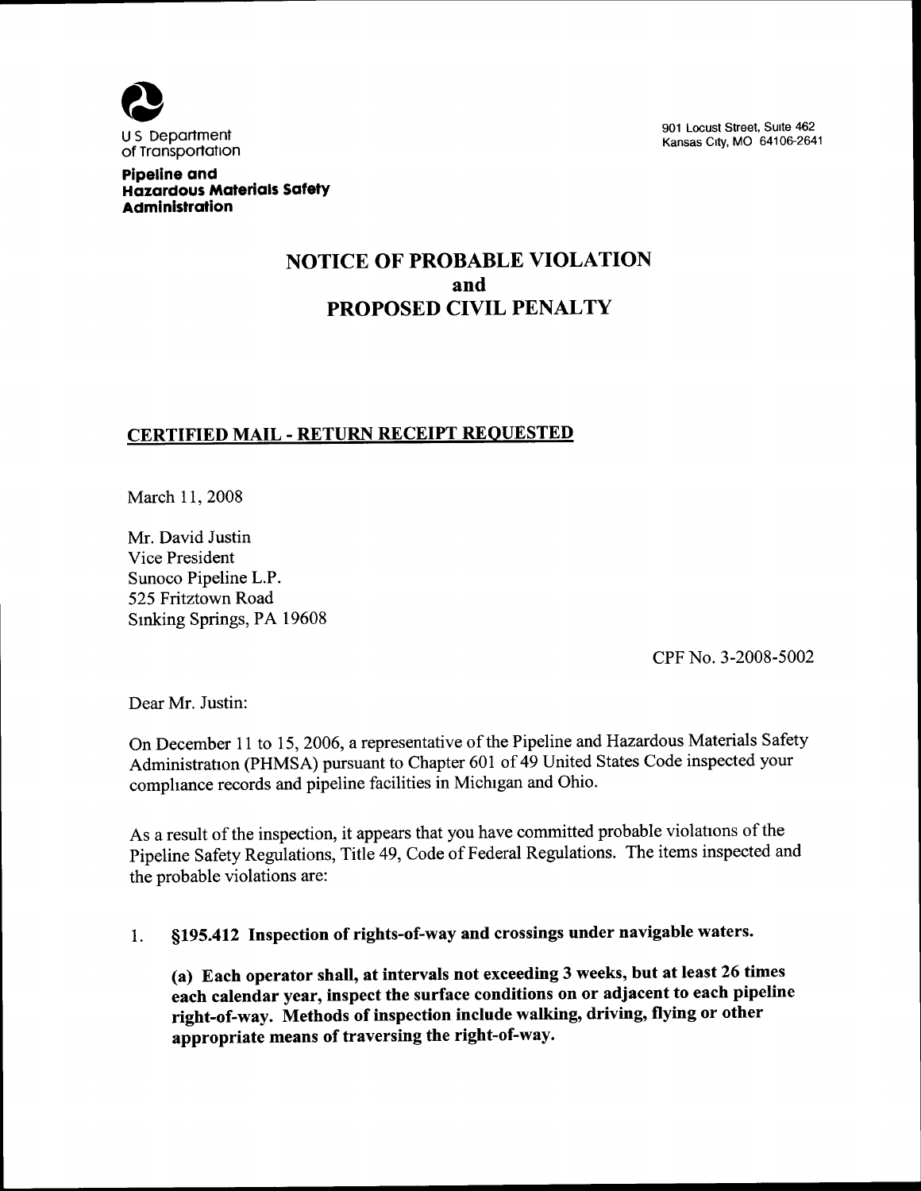U S Department of Transportation

**Pipeline and Hazardous Materials Safety Administration**

901 Locust Street, Suite 462
Kansas City, MO 64106-2641

# NOTICE OF PROBABLE VIOLATION and PROPOSED CIVIL PENALTY

## CERTIFIED MAIL - RETURN RECEIPT REQUESTED

March 11, 2008

Mr. David Justin
Vice President
Sunoco Pipeline L.P.
525 Fritztown Road
Sinking Springs, PA 19608

CPF No. 3-2008-5002

Dear Mr. Justin:

On December 11 to 15, 2006, a representative of the Pipeline and Hazardous Materials Safety Administration (PHMSA) pursuant to Chapter 601 of 49 United States Code inspected your compliance records and pipeline facilities in Michigan and Ohio.

As a result of the inspection, it appears that you have committed probable violations of the Pipeline Safety Regulations, Title 49, Code of Federal Regulations. The items inspected and the probable violations are:

1. **§195.412 Inspection of rights-of-way and crossings under navigable waters.**

   **(a) Each operator shall, at intervals not exceeding 3 weeks, but at least 26 times each calendar year, inspect the surface conditions on or adjacent to each pipeline right-of-way. Methods of inspection include walking, driving, flying or other appropriate means of traversing the right-of-way.**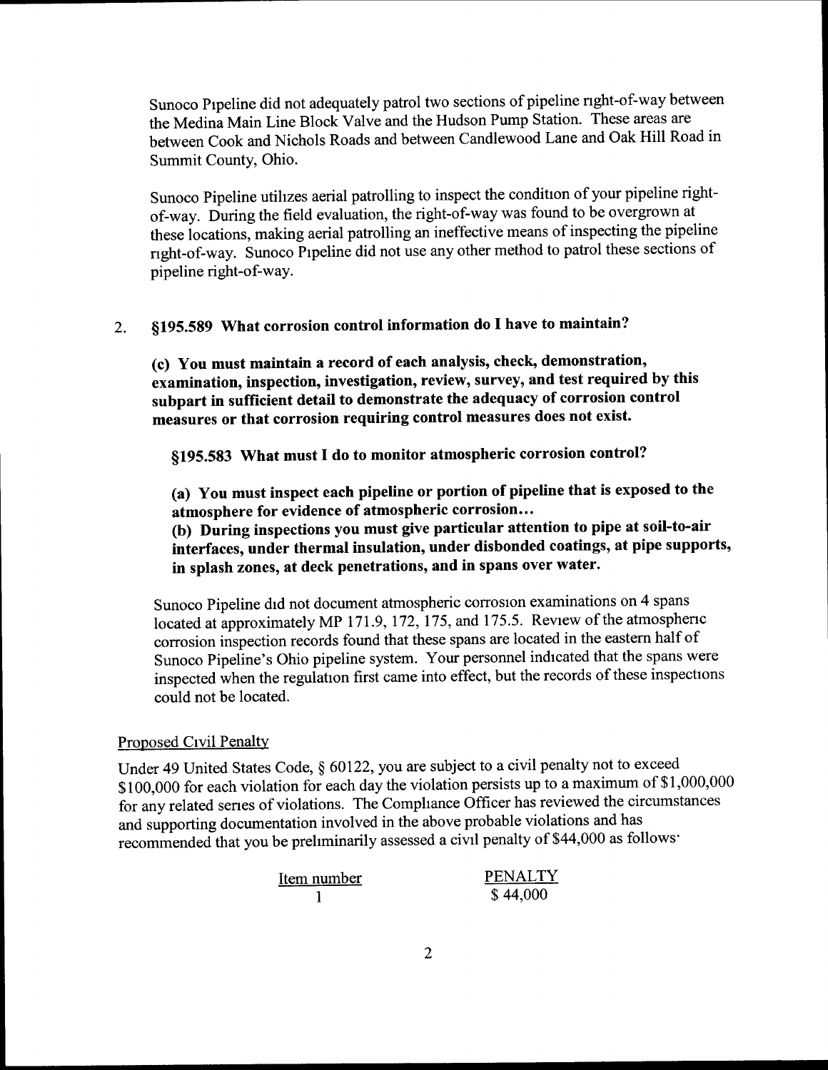Sunoco Pipeline did not adequately patrol two sections of pipeline right-of-way between the Medina Main Line Block Valve and the Hudson Pump Station. These areas are between Cook and Nichols Roads and between Candlewood Lane and Oak Hill Road in Summit County, Ohio.

Sunoco Pipeline utilizes aerial patrolling to inspect the condition of your pipeline right-of-way. During the field evaluation, the right-of-way was found to be overgrown at these locations, making aerial patrolling an ineffective means of inspecting the pipeline right-of-way. Sunoco Pipeline did not use any other method to patrol these sections of pipeline right-of-way.

2. **§195.589 What corrosion control information do I have to maintain?**

   **(c) You must maintain a record of each analysis, check, demonstration, examination, inspection, investigation, review, survey, and test required by this subpart in sufficient detail to demonstrate the adequacy of corrosion control measures or that corrosion requiring control measures does not exist.**

   **§195.583 What must I do to monitor atmospheric corrosion control?**

   **(a) You must inspect each pipeline or portion of pipeline that is exposed to the atmosphere for evidence of atmospheric corrosion…**
   **(b) During inspections you must give particular attention to pipe at soil-to-air interfaces, under thermal insulation, under disbonded coatings, at pipe supports, in splash zones, at deck penetrations, and in spans over water.**

   Sunoco Pipeline did not document atmospheric corrosion examinations on 4 spans located at approximately MP 171.9, 172, 175, and 175.5. Review of the atmospheric corrosion inspection records found that these spans are located in the eastern half of Sunoco Pipeline's Ohio pipeline system. Your personnel indicated that the spans were inspected when the regulation first came into effect, but the records of these inspections could not be located.

Proposed Civil Penalty

Under 49 United States Code, § 60122, you are subject to a civil penalty not to exceed $100,000 for each violation for each day the violation persists up to a maximum of $1,000,000 for any related series of violations. The Compliance Officer has reviewed the circumstances and supporting documentation involved in the above probable violations and has recommended that you be preliminarily assessed a civil penalty of $44,000 as follows:

| Item number | PENALTY |
|---|---|
| 1 | $ 44,000 |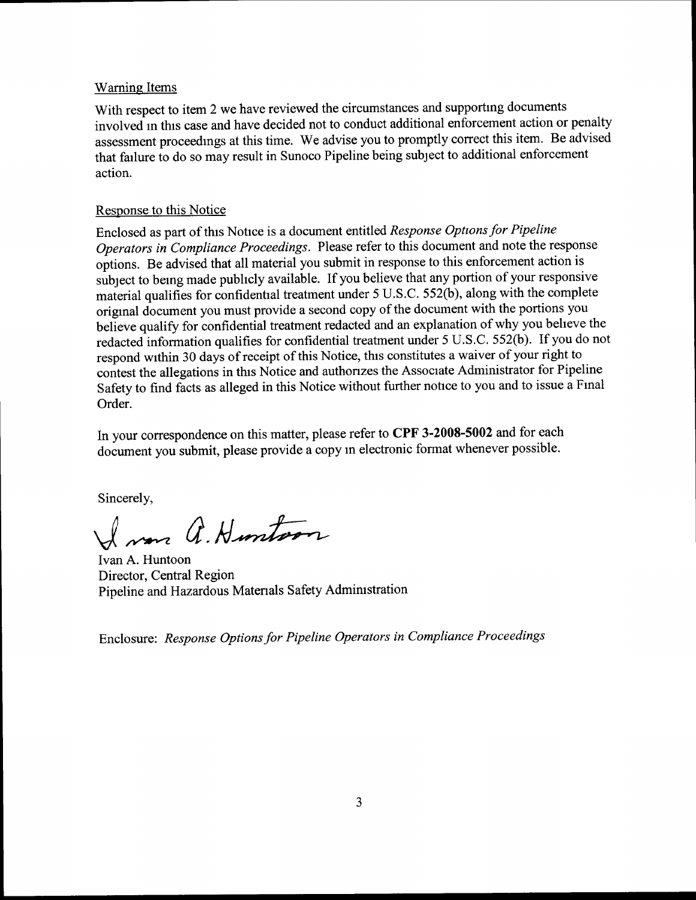Warning Items

With respect to item 2 we have reviewed the circumstances and supporting documents involved in this case and have decided not to conduct additional enforcement action or penalty assessment proceedings at this time. We advise you to promptly correct this item. Be advised that failure to do so may result in Sunoco Pipeline being subject to additional enforcement action.

Response to this Notice

Enclosed as part of this Notice is a document entitled *Response Options for Pipeline Operators in Compliance Proceedings*. Please refer to this document and note the response options. Be advised that all material you submit in response to this enforcement action is subject to being made publicly available. If you believe that any portion of your responsive material qualifies for confidential treatment under 5 U.S.C. 552(b), along with the complete original document you must provide a second copy of the document with the portions you believe qualify for confidential treatment redacted and an explanation of why you believe the redacted information qualifies for confidential treatment under 5 U.S.C. 552(b). If you do not respond within 30 days of receipt of this Notice, this constitutes a waiver of your right to contest the allegations in this Notice and authorizes the Associate Administrator for Pipeline Safety to find facts as alleged in this Notice without further notice to you and to issue a Final Order.

In your correspondence on this matter, please refer to **CPF 3-2008-5002** and for each document you submit, please provide a copy in electronic format whenever possible.

Sincerely,

Ivan A. Huntoon
Director, Central Region
Pipeline and Hazardous Materials Safety Administration

Enclosure: *Response Options for Pipeline Operators in Compliance Proceedings*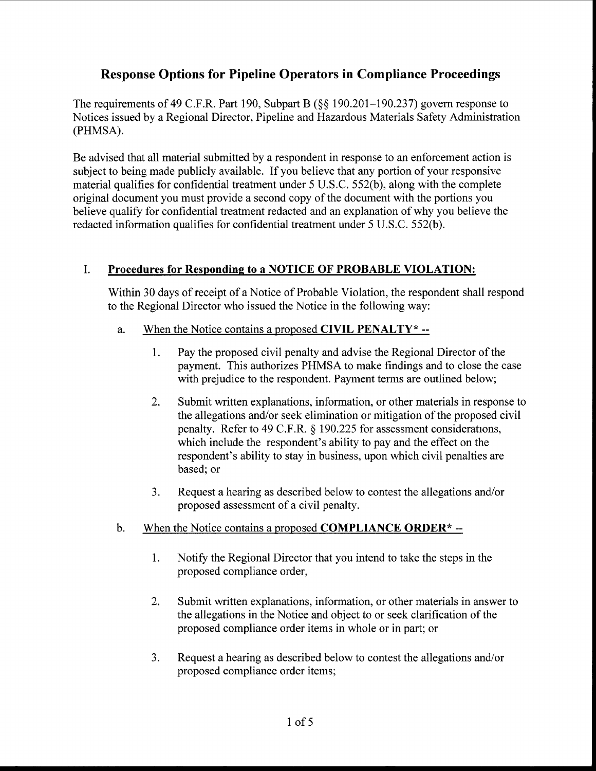# Response Options for Pipeline Operators in Compliance Proceedings

The requirements of 49 C.F.R. Part 190, Subpart B (§§ 190.201–190.237) govern response to Notices issued by a Regional Director, Pipeline and Hazardous Materials Safety Administration (PHMSA).

Be advised that all material submitted by a respondent in response to an enforcement action is subject to being made publicly available. If you believe that any portion of your responsive material qualifies for confidential treatment under 5 U.S.C. 552(b), along with the complete original document you must provide a second copy of the document with the portions you believe qualify for confidential treatment redacted and an explanation of why you believe the redacted information qualifies for confidential treatment under 5 U.S.C. 552(b).

## I. Procedures for Responding to a NOTICE OF PROBABLE VIOLATION:

Within 30 days of receipt of a Notice of Probable Violation, the respondent shall respond to the Regional Director who issued the Notice in the following way:

a. When the Notice contains a proposed **CIVIL PENALTY*** --

1. Pay the proposed civil penalty and advise the Regional Director of the payment. This authorizes PHMSA to make findings and to close the case with prejudice to the respondent. Payment terms are outlined below;

2. Submit written explanations, information, or other materials in response to the allegations and/or seek elimination or mitigation of the proposed civil penalty. Refer to 49 C.F.R. § 190.225 for assessment considerations, which include the respondent's ability to pay and the effect on the respondent's ability to stay in business, upon which civil penalties are based; or

3. Request a hearing as described below to contest the allegations and/or proposed assessment of a civil penalty.

b. When the Notice contains a proposed **COMPLIANCE ORDER*** --

1. Notify the Regional Director that you intend to take the steps in the proposed compliance order,

2. Submit written explanations, information, or other materials in answer to the allegations in the Notice and object to or seek clarification of the proposed compliance order items in whole or in part; or

3. Request a hearing as described below to contest the allegations and/or proposed compliance order items;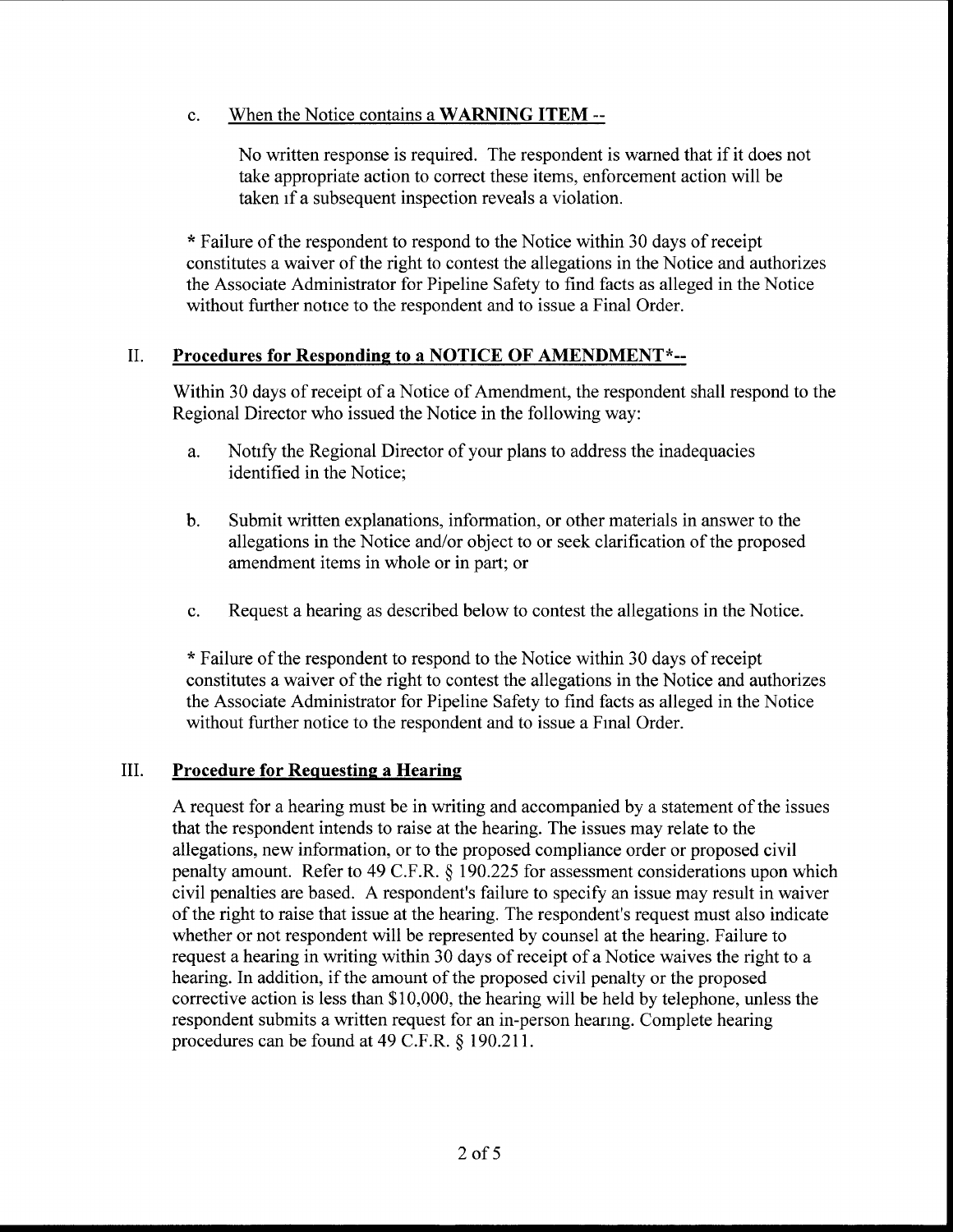c. <u>When the Notice contains a **WARNING ITEM** --</u>

    No written response is required. The respondent is warned that if it does not take appropriate action to correct these items, enforcement action will be taken if a subsequent inspection reveals a violation.

    * Failure of the respondent to respond to the Notice within 30 days of receipt constitutes a waiver of the right to contest the allegations in the Notice and authorizes the Associate Administrator for Pipeline Safety to find facts as alleged in the Notice without further notice to the respondent and to issue a Final Order.

## II. <u>Procedures for Responding to a NOTICE OF AMENDMENT*--</u>

Within 30 days of receipt of a Notice of Amendment, the respondent shall respond to the Regional Director who issued the Notice in the following way:

a. Notify the Regional Director of your plans to address the inadequacies identified in the Notice;

b. Submit written explanations, information, or other materials in answer to the allegations in the Notice and/or object to or seek clarification of the proposed amendment items in whole or in part; or

c. Request a hearing as described below to contest the allegations in the Notice.

* Failure of the respondent to respond to the Notice within 30 days of receipt constitutes a waiver of the right to contest the allegations in the Notice and authorizes the Associate Administrator for Pipeline Safety to find facts as alleged in the Notice without further notice to the respondent and to issue a Final Order.

## III. <u>Procedure for Requesting a Hearing</u>

A request for a hearing must be in writing and accompanied by a statement of the issues that the respondent intends to raise at the hearing. The issues may relate to the allegations, new information, or to the proposed compliance order or proposed civil penalty amount. Refer to 49 C.F.R. § 190.225 for assessment considerations upon which civil penalties are based. A respondent's failure to specify an issue may result in waiver of the right to raise that issue at the hearing. The respondent's request must also indicate whether or not respondent will be represented by counsel at the hearing. Failure to request a hearing in writing within 30 days of receipt of a Notice waives the right to a hearing. In addition, if the amount of the proposed civil penalty or the proposed corrective action is less than $10,000, the hearing will be held by telephone, unless the respondent submits a written request for an in-person hearing. Complete hearing procedures can be found at 49 C.F.R. § 190.211.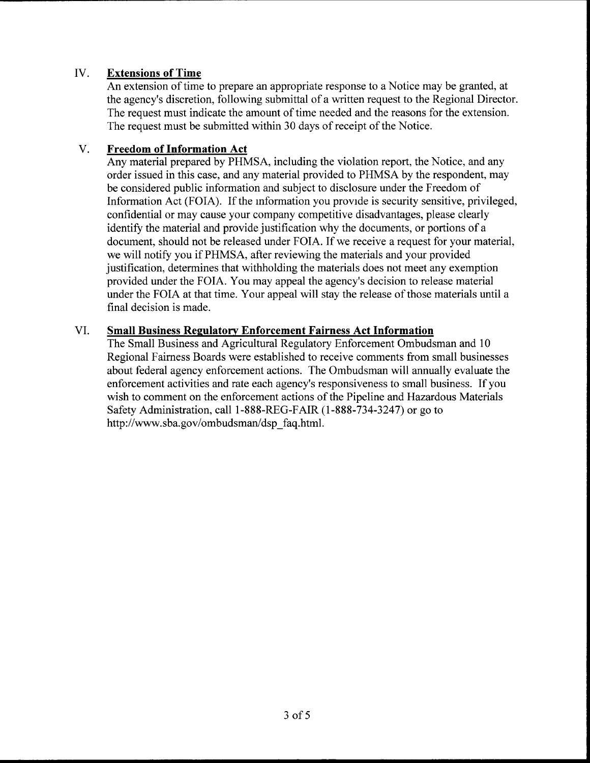## IV. Extensions of Time

An extension of time to prepare an appropriate response to a Notice may be granted, at the agency's discretion, following submittal of a written request to the Regional Director. The request must indicate the amount of time needed and the reasons for the extension. The request must be submitted within 30 days of receipt of the Notice.

## V. Freedom of Information Act

Any material prepared by PHMSA, including the violation report, the Notice, and any order issued in this case, and any material provided to PHMSA by the respondent, may be considered public information and subject to disclosure under the Freedom of Information Act (FOIA). If the information you provide is security sensitive, privileged, confidential or may cause your company competitive disadvantages, please clearly identify the material and provide justification why the documents, or portions of a document, should not be released under FOIA. If we receive a request for your material, we will notify you if PHMSA, after reviewing the materials and your provided justification, determines that withholding the materials does not meet any exemption provided under the FOIA. You may appeal the agency's decision to release material under the FOIA at that time. Your appeal will stay the release of those materials until a final decision is made.

## VI. Small Business Regulatory Enforcement Fairness Act Information

The Small Business and Agricultural Regulatory Enforcement Ombudsman and 10 Regional Fairness Boards were established to receive comments from small businesses about federal agency enforcement actions. The Ombudsman will annually evaluate the enforcement activities and rate each agency's responsiveness to small business. If you wish to comment on the enforcement actions of the Pipeline and Hazardous Materials Safety Administration, call 1-888-REG-FAIR (1-888-734-3247) or go to http://www.sba.gov/ombudsman/dsp_faq.html.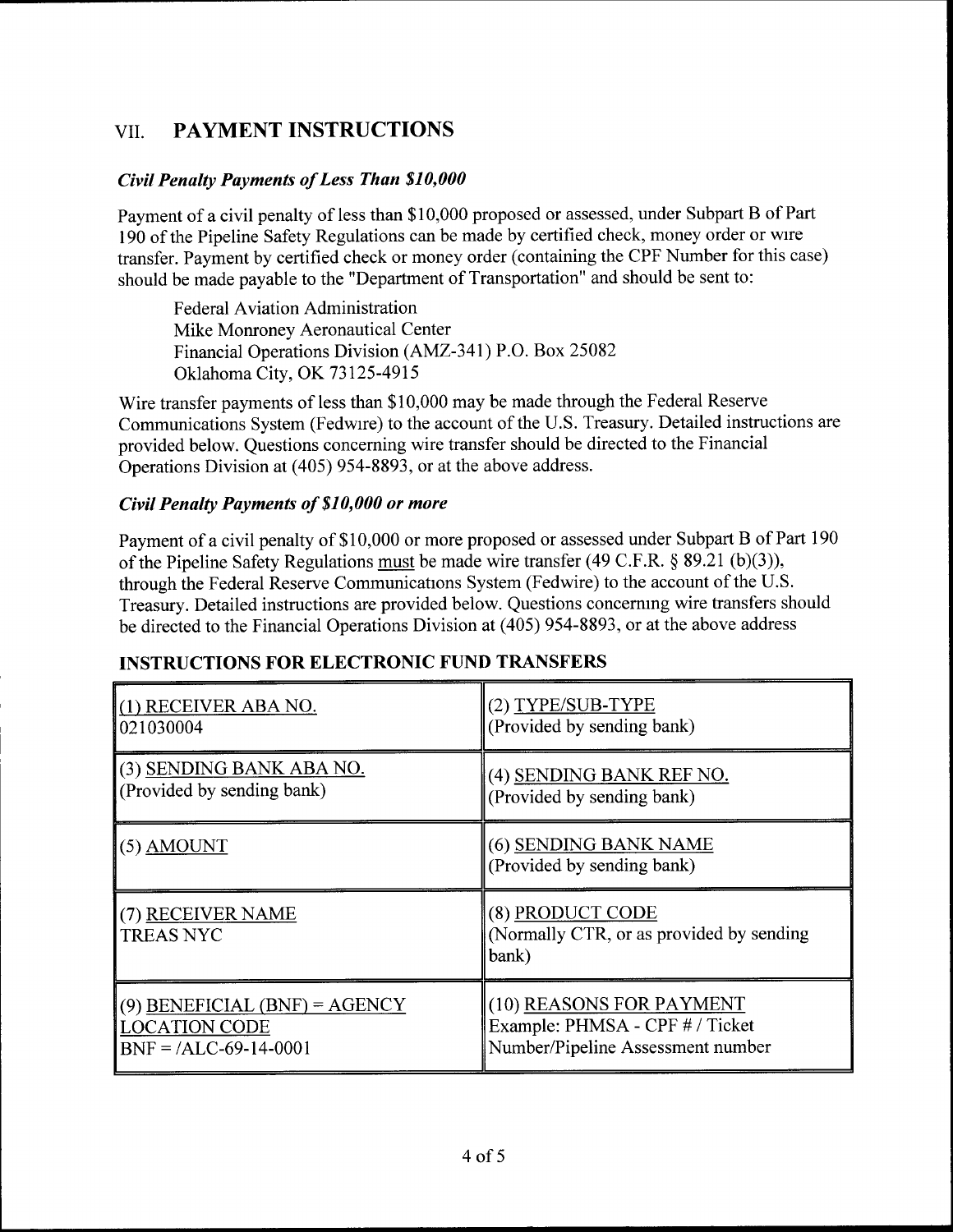## VII. PAYMENT INSTRUCTIONS

### *Civil Penalty Payments of Less Than $10,000*

Payment of a civil penalty of less than $10,000 proposed or assessed, under Subpart B of Part 190 of the Pipeline Safety Regulations can be made by certified check, money order or wire transfer. Payment by certified check or money order (containing the CPF Number for this case) should be made payable to the "Department of Transportation" and should be sent to:

Federal Aviation Administration
Mike Monroney Aeronautical Center
Financial Operations Division (AMZ-341) P.O. Box 25082
Oklahoma City, OK 73125-4915

Wire transfer payments of less than $10,000 may be made through the Federal Reserve Communications System (Fedwire) to the account of the U.S. Treasury. Detailed instructions are provided below. Questions concerning wire transfer should be directed to the Financial Operations Division at (405) 954-8893, or at the above address.

### *Civil Penalty Payments of $10,000 or more*

Payment of a civil penalty of $10,000 or more proposed or assessed under Subpart B of Part 190 of the Pipeline Safety Regulations must be made wire transfer (49 C.F.R. § 89.21 (b)(3)), through the Federal Reserve Communications System (Fedwire) to the account of the U.S. Treasury. Detailed instructions are provided below. Questions concerning wire transfers should be directed to the Financial Operations Division at (405) 954-8893, or at the above address

### INSTRUCTIONS FOR ELECTRONIC FUND TRANSFERS

| | |
|---|---|
| (1) RECEIVER ABA NO.<br>021030004 | (2) TYPE/SUB-TYPE<br>(Provided by sending bank) |
| (3) SENDING BANK ABA NO.<br>(Provided by sending bank) | (4) SENDING BANK REF NO.<br>(Provided by sending bank) |
| (5) AMOUNT | (6) SENDING BANK NAME<br>(Provided by sending bank) |
| (7) RECEIVER NAME<br>TREAS NYC | (8) PRODUCT CODE<br>(Normally CTR, or as provided by sending bank) |
| (9) BENEFICIAL (BNF) = AGENCY LOCATION CODE<br>BNF = /ALC-69-14-0001 | (10) REASONS FOR PAYMENT<br>Example: PHMSA - CPF # / Ticket Number/Pipeline Assessment number |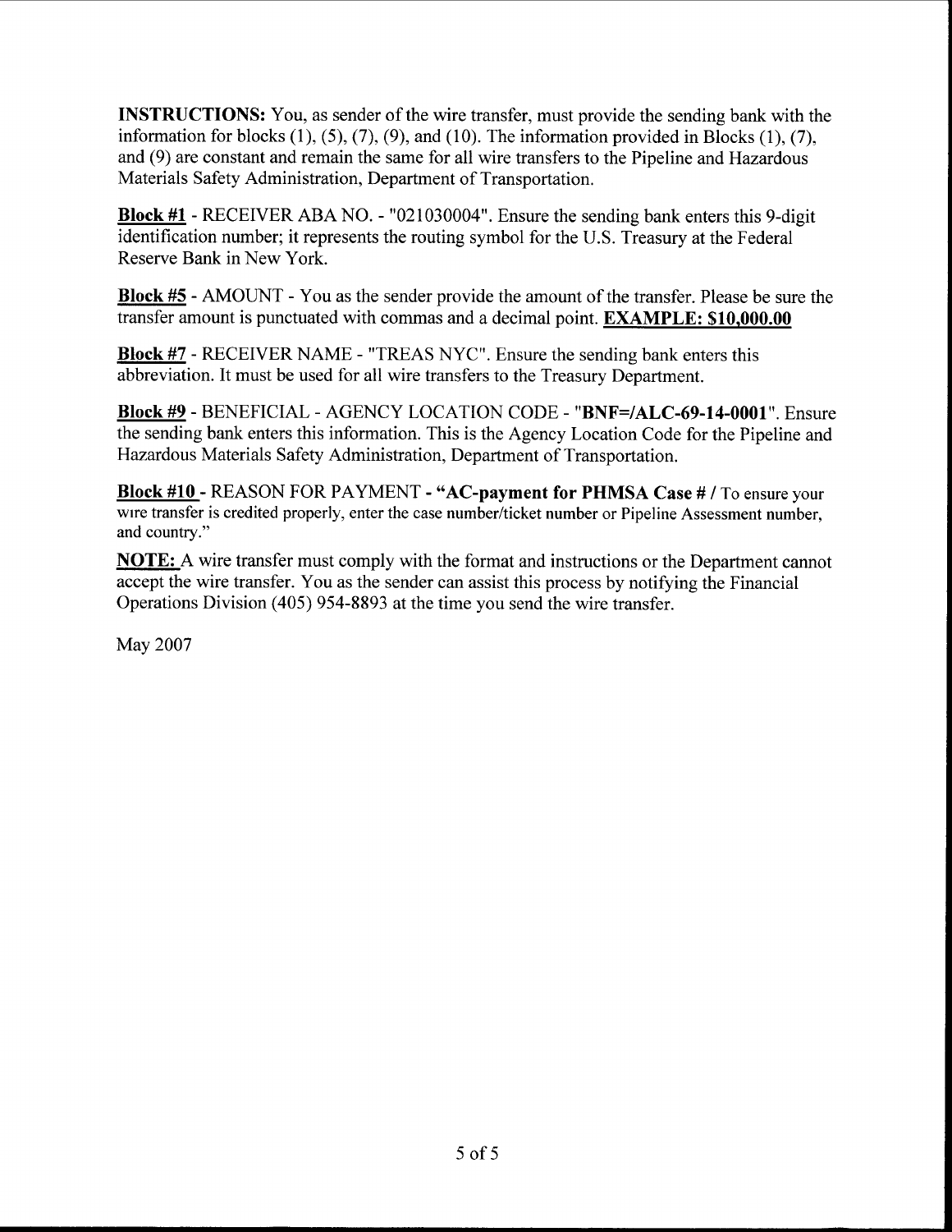**INSTRUCTIONS:** You, as sender of the wire transfer, must provide the sending bank with the information for blocks (1), (5), (7), (9), and (10). The information provided in Blocks (1), (7), and (9) are constant and remain the same for all wire transfers to the Pipeline and Hazardous Materials Safety Administration, Department of Transportation.

**Block #1** - RECEIVER ABA NO. - "021030004". Ensure the sending bank enters this 9-digit identification number; it represents the routing symbol for the U.S. Treasury at the Federal Reserve Bank in New York.

**Block #5** - AMOUNT - You as the sender provide the amount of the transfer. Please be sure the transfer amount is punctuated with commas and a decimal point. **EXAMPLE: $10,000.00**

**Block #7** - RECEIVER NAME - "TREAS NYC". Ensure the sending bank enters this abbreviation. It must be used for all wire transfers to the Treasury Department.

**Block #9** - BENEFICIAL - AGENCY LOCATION CODE - "**BNF=/ALC-69-14-0001**". Ensure the sending bank enters this information. This is the Agency Location Code for the Pipeline and Hazardous Materials Safety Administration, Department of Transportation.

**Block #10** - REASON FOR PAYMENT - **"AC-payment for PHMSA Case # /** To ensure your wire transfer is credited properly, enter the case number/ticket number or Pipeline Assessment number, and country."

**NOTE:** A wire transfer must comply with the format and instructions or the Department cannot accept the wire transfer. You as the sender can assist this process by notifying the Financial Operations Division (405) 954-8893 at the time you send the wire transfer.

May 2007